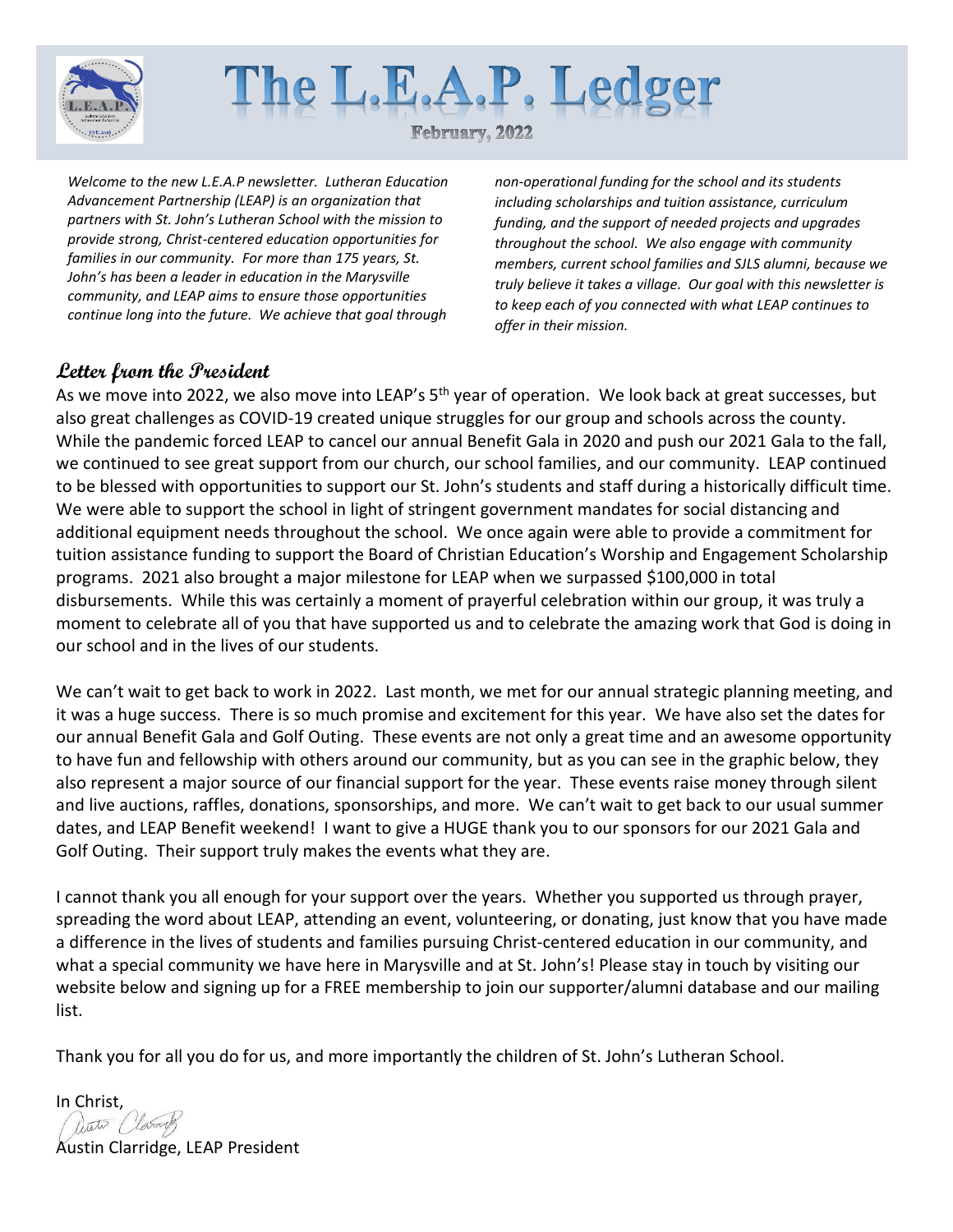# The L.E.A.P. Ledger

February, 2022

*Welcome to the new L.E.A.P newsletter. Lutheran Education Advancement Partnership (LEAP) is an organization that partners with St. John's Lutheran School with the mission to provide strong, Christ-centered education opportunities for families in our community. For more than 175 years, St. John's has been a leader in education in the Marysville community, and LEAP aims to ensure those opportunities continue long into the future. We achieve that goal through non-operational funding for the school and its students including scholarships and tuition assistance, curriculum funding, and the support of needed projects and upgrades throughout the school. We also engage with community members, current school families and SJLS alumni, because we truly believe it takes a village. Our goal with this newsletter is to keep each of you connected with what LEAP continues to offer in their mission.*

## Letter from the President

As we move into 2022, we also move into LEAP's 5th year of operation. We look back at great successes, but also great challenges as COVID-19 created unique struggles for our group and schools across the county. While the pandemic forced LEAP to cancel our annual Benefit Gala in 2020 and push our 2021 Gala to the fall, we continued to see great support from our church, our school families, and our community. LEAP continued to be blessed with opportunities to support our St. John's students and staff during a historically difficult time. We were able to support the school in light of stringent government mandates for social distancing and additional equipment needs throughout the school. We once again were able to provide a commitment for tuition assistance funding to support the Board of Christian Education's Worship and Engagement Scholarship programs. 2021 also brought a major milestone for LEAP when we surpassed $100,000 in total disbursements. While this was certainly a moment of prayerful celebration within our group, it was truly a moment to celebrate all of you that have supported us and to celebrate the amazing work that God is doing in our school and in the lives of our students.

We can't wait to get back to work in 2022. Last month, we met for our annual strategic planning meeting, and it was a huge success. There is so much promise and excitement for this year. We have also set the dates for our annual Benefit Gala and Golf Outing. These events are not only a great time and an awesome opportunity to have fun and fellowship with others around our community, but as you can see in the graphic below, they also represent a major source of our financial support for the year. These events raise money through silent and live auctions, raffles, donations, sponsorships, and more. We can't wait to get back to our usual summer dates, and LEAP Benefit weekend! I want to give a HUGE thank you to our sponsors for our 2021 Gala and Golf Outing. Their support truly makes the events what they are.

I cannot thank you all enough for your support over the years. Whether you supported us through prayer, spreading the word about LEAP, attending an event, volunteering, or donating, just know that you have made a difference in the lives of students and families pursuing Christ-centered education in our community, and what a special community we have here in Marysville and at St. John's! Please stay in touch by visiting our website below and signing up for a FREE membership to join our supporter/alumni database and our mailing list.

Thank you for all you do for us, and more importantly the children of St. John's Lutheran School.

In Christ,

Austin Clarridge, LEAP President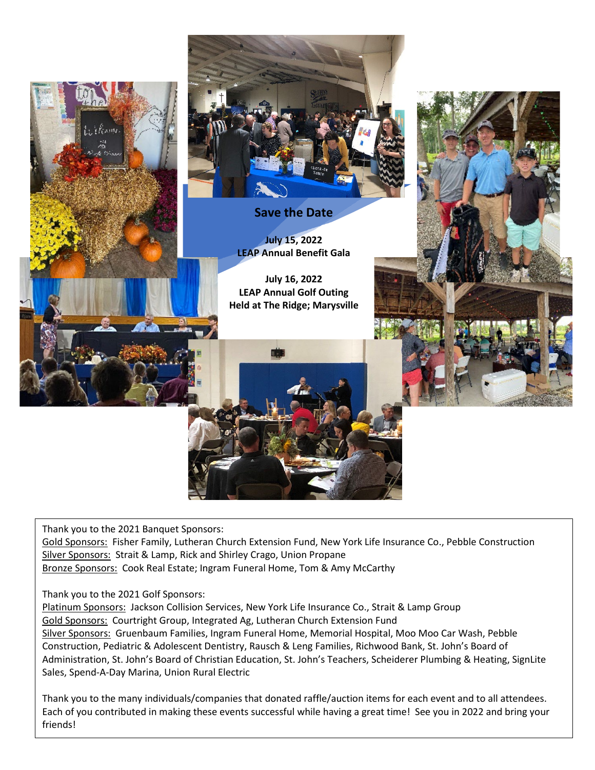## Save the Date

**July 15, 2022**
**LEAP Annual Benefit Gala**

**July 16, 2022**
**LEAP Annual Golf Outing**
**Held at The Ridge; Marysville**

Thank you to the 2021 Banquet Sponsors:
Gold Sponsors: Fisher Family, Lutheran Church Extension Fund, New York Life Insurance Co., Pebble Construction
Silver Sponsors: Strait & Lamp, Rick and Shirley Crago, Union Propane
Bronze Sponsors: Cook Real Estate; Ingram Funeral Home, Tom & Amy McCarthy

Thank you to the 2021 Golf Sponsors:
Platinum Sponsors: Jackson Collision Services, New York Life Insurance Co., Strait & Lamp Group
Gold Sponsors: Courtright Group, Integrated Ag, Lutheran Church Extension Fund
Silver Sponsors: Gruenbaum Families, Ingram Funeral Home, Memorial Hospital, Moo Moo Car Wash, Pebble Construction, Pediatric & Adolescent Dentistry, Rausch & Leng Families, Richwood Bank, St. John's Board of Administration, St. John's Board of Christian Education, St. John's Teachers, Scheiderer Plumbing & Heating, SignLite Sales, Spend-A-Day Marina, Union Rural Electric

Thank you to the many individuals/companies that donated raffle/auction items for each event and to all attendees. Each of you contributed in making these events successful while having a great time! See you in 2022 and bring your friends!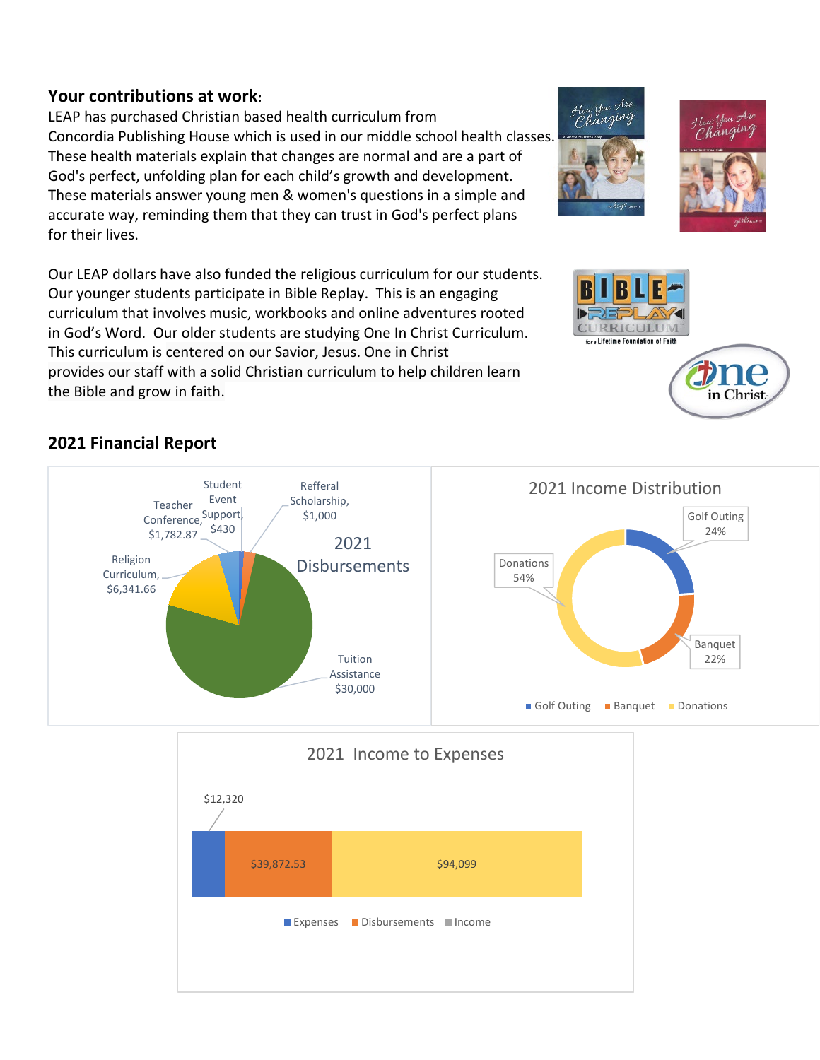## Your contributions at work:

LEAP has purchased Christian based health curriculum from Concordia Publishing House which is used in our middle school health classes. These health materials explain that changes are normal and are a part of God's perfect, unfolding plan for each child's growth and development. These materials answer young men & women's questions in a simple and accurate way, reminding them that they can trust in God's perfect plans for their lives.

Our LEAP dollars have also funded the religious curriculum for our students. Our younger students participate in Bible Replay. This is an engaging curriculum that involves music, workbooks and online adventures rooted in God's Word. Our older students are studying One In Christ Curriculum. This curriculum is centered on our Savior, Jesus. One in Christ provides our staff with a solid Christian curriculum to help children learn the Bible and grow in faith.

## 2021 Financial Report

**2021 Disbursements**

- Tuition Assistance, $30,000
- Religion Curriculum, $6,341.66
- Teacher Conference, $1,782.87
- Student Event Support, $430
- Refferal Scholarship, $1,000

**2021 Income Distribution**

- Golf Outing 24%
- Banquet 22%
- Donations 54%

**2021 Income to Expenses**

- Expenses: $12,320
- Disbursements: $39,872.53
- Income: $94,099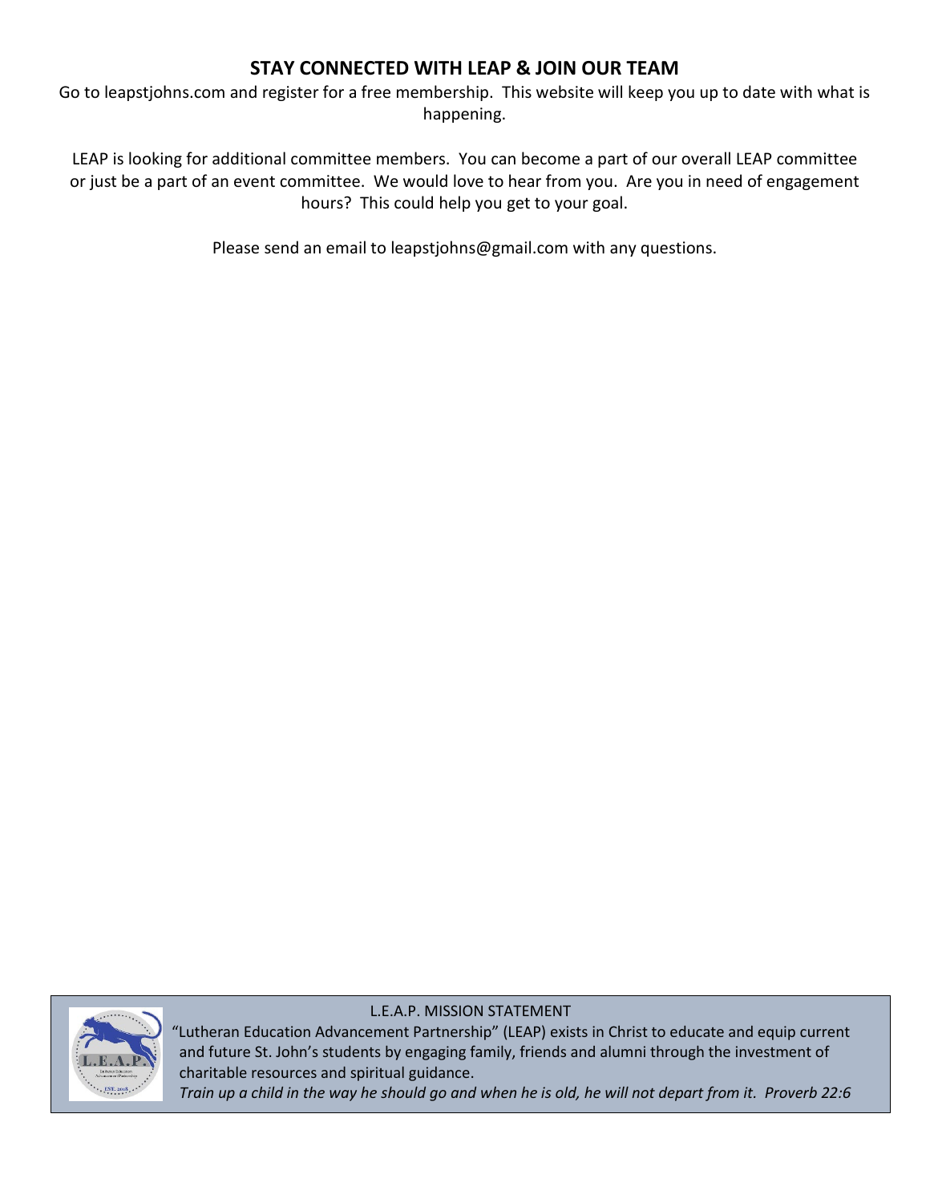## STAY CONNECTED WITH LEAP & JOIN OUR TEAM

Go to leapstjohns.com and register for a free membership. This website will keep you up to date with what is happening.

LEAP is looking for additional committee members. You can become a part of our overall LEAP committee or just be a part of an event committee. We would love to hear from you. Are you in need of engagement hours? This could help you get to your goal.

Please send an email to leapstjohns@gmail.com with any questions.

L.E.A.P. MISSION STATEMENT

"Lutheran Education Advancement Partnership" (LEAP) exists in Christ to educate and equip current and future St. John's students by engaging family, friends and alumni through the investment of charitable resources and spiritual guidance.

*Train up a child in the way he should go and when he is old, he will not depart from it. Proverb 22:6*